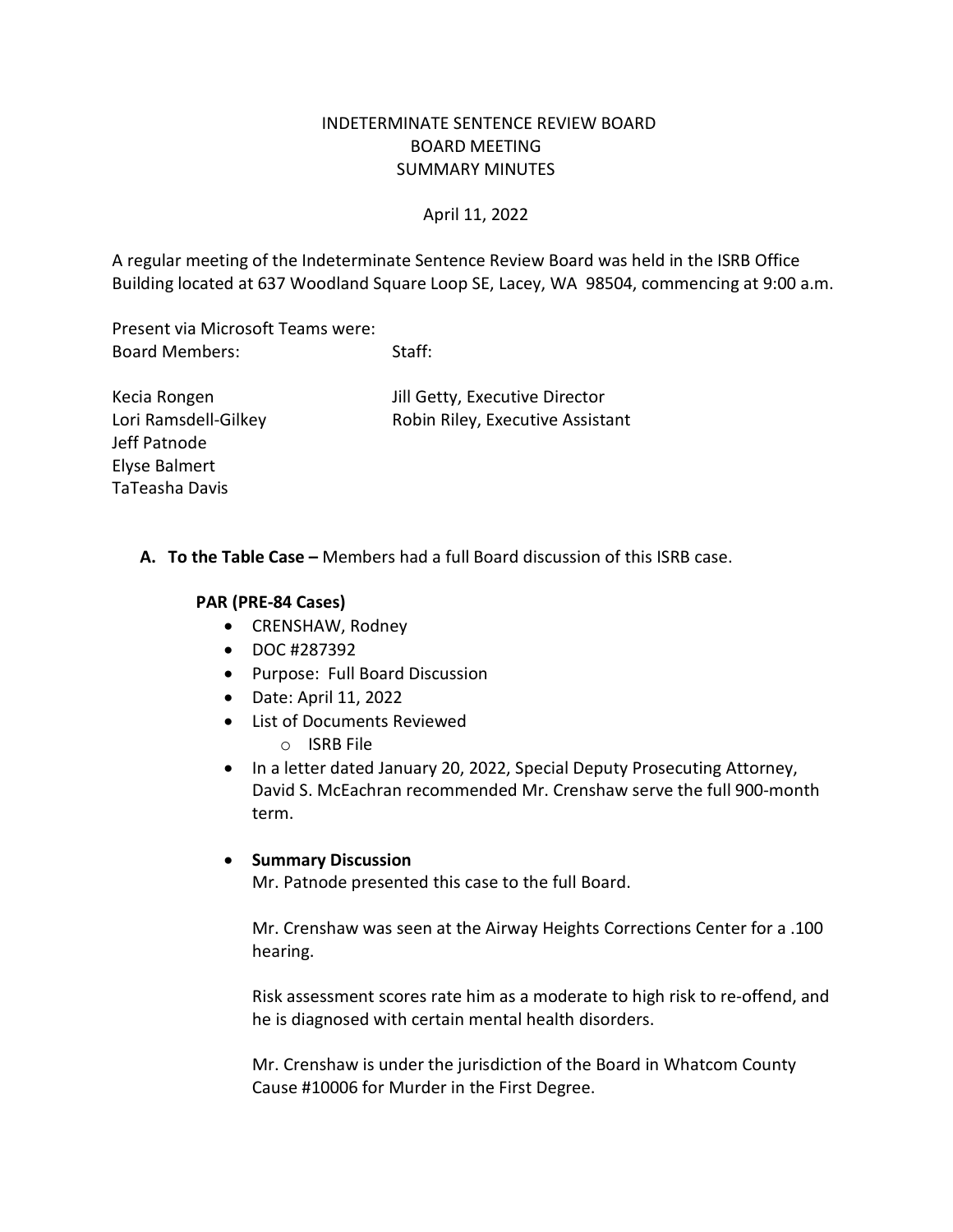# INDETERMINATE SENTENCE REVIEW BOARD
## BOARD MEETING
## SUMMARY MINUTES

April 11, 2022

A regular meeting of the Indeterminate Sentence Review Board was held in the ISRB Office Building located at 637 Woodland Square Loop SE, Lacey, WA 98504, commencing at 9:00 a.m.

Present via Microsoft Teams were:

| Board Members: | Staff: |
|---|---|
| Kecia Rongen | Jill Getty, Executive Director |
| Lori Ramsdell-Gilkey | Robin Riley, Executive Assistant |
| Jeff Patnode | |
| Elyse Balmert | |
| TaTeasha Davis | |

**A. To the Table Case –** Members had a full Board discussion of this ISRB case.

**PAR (PRE-84 Cases)**

- CRENSHAW, Rodney
- DOC #287392
- Purpose: Full Board Discussion
- Date: April 11, 2022
- List of Documents Reviewed
  - ISRB File
- In a letter dated January 20, 2022, Special Deputy Prosecuting Attorney, David S. McEachran recommended Mr. Crenshaw serve the full 900-month term.

- **Summary Discussion**

  Mr. Patnode presented this case to the full Board.

  Mr. Crenshaw was seen at the Airway Heights Corrections Center for a .100 hearing.

  Risk assessment scores rate him as a moderate to high risk to re-offend, and he is diagnosed with certain mental health disorders.

  Mr. Crenshaw is under the jurisdiction of the Board in Whatcom County Cause #10006 for Murder in the First Degree.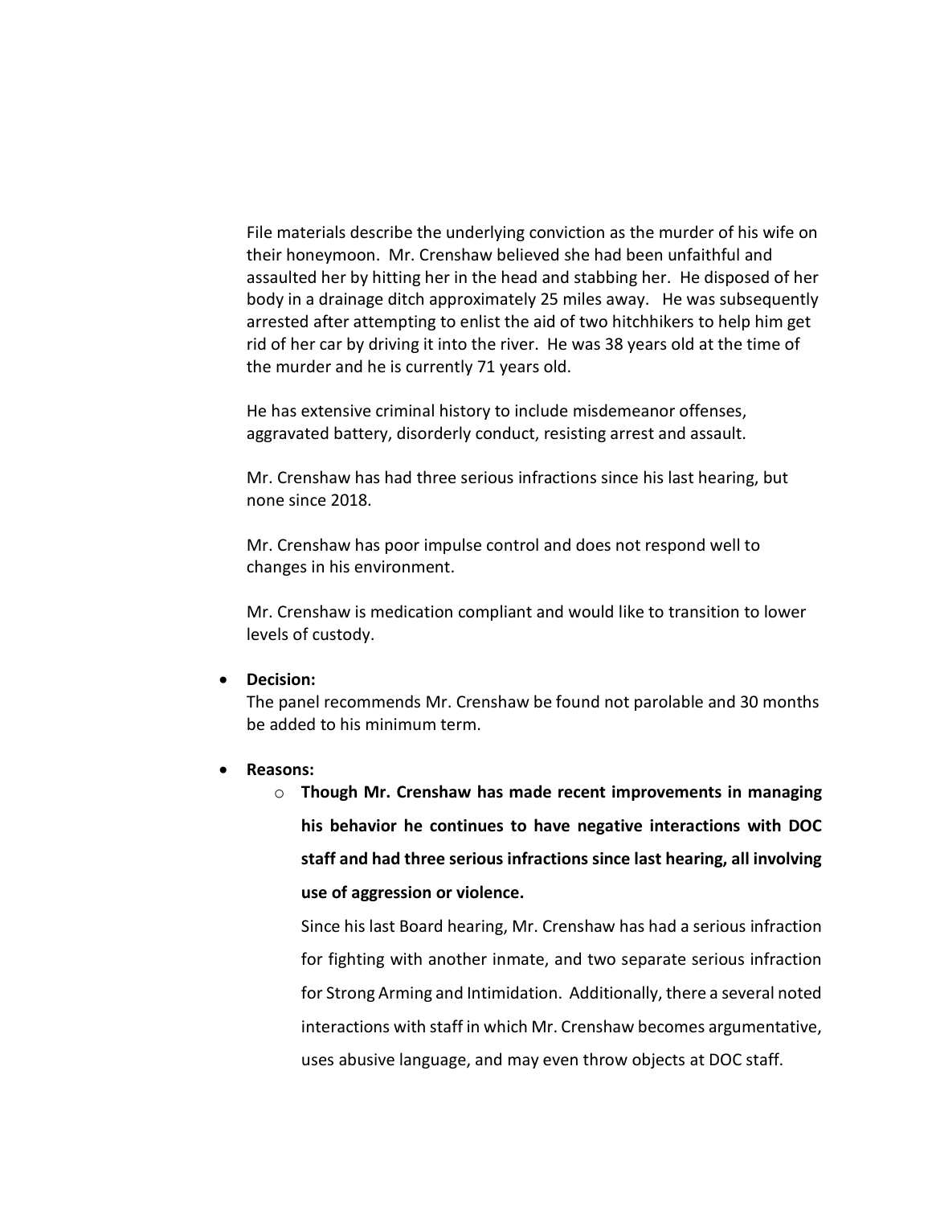File materials describe the underlying conviction as the murder of his wife on their honeymoon. Mr. Crenshaw believed she had been unfaithful and assaulted her by hitting her in the head and stabbing her. He disposed of her body in a drainage ditch approximately 25 miles away. He was subsequently arrested after attempting to enlist the aid of two hitchhikers to help him get rid of her car by driving it into the river. He was 38 years old at the time of the murder and he is currently 71 years old.

He has extensive criminal history to include misdemeanor offenses, aggravated battery, disorderly conduct, resisting arrest and assault.

Mr. Crenshaw has had three serious infractions since his last hearing, but none since 2018.

Mr. Crenshaw has poor impulse control and does not respond well to changes in his environment.

Mr. Crenshaw is medication compliant and would like to transition to lower levels of custody.

- **Decision:**
  The panel recommends Mr. Crenshaw be found not parolable and 30 months be added to his minimum term.

- **Reasons:**
  - **Though Mr. Crenshaw has made recent improvements in managing his behavior he continues to have negative interactions with DOC staff and had three serious infractions since last hearing, all involving use of aggression or violence.**

    Since his last Board hearing, Mr. Crenshaw has had a serious infraction for fighting with another inmate, and two separate serious infraction for Strong Arming and Intimidation. Additionally, there a several noted interactions with staff in which Mr. Crenshaw becomes argumentative, uses abusive language, and may even throw objects at DOC staff.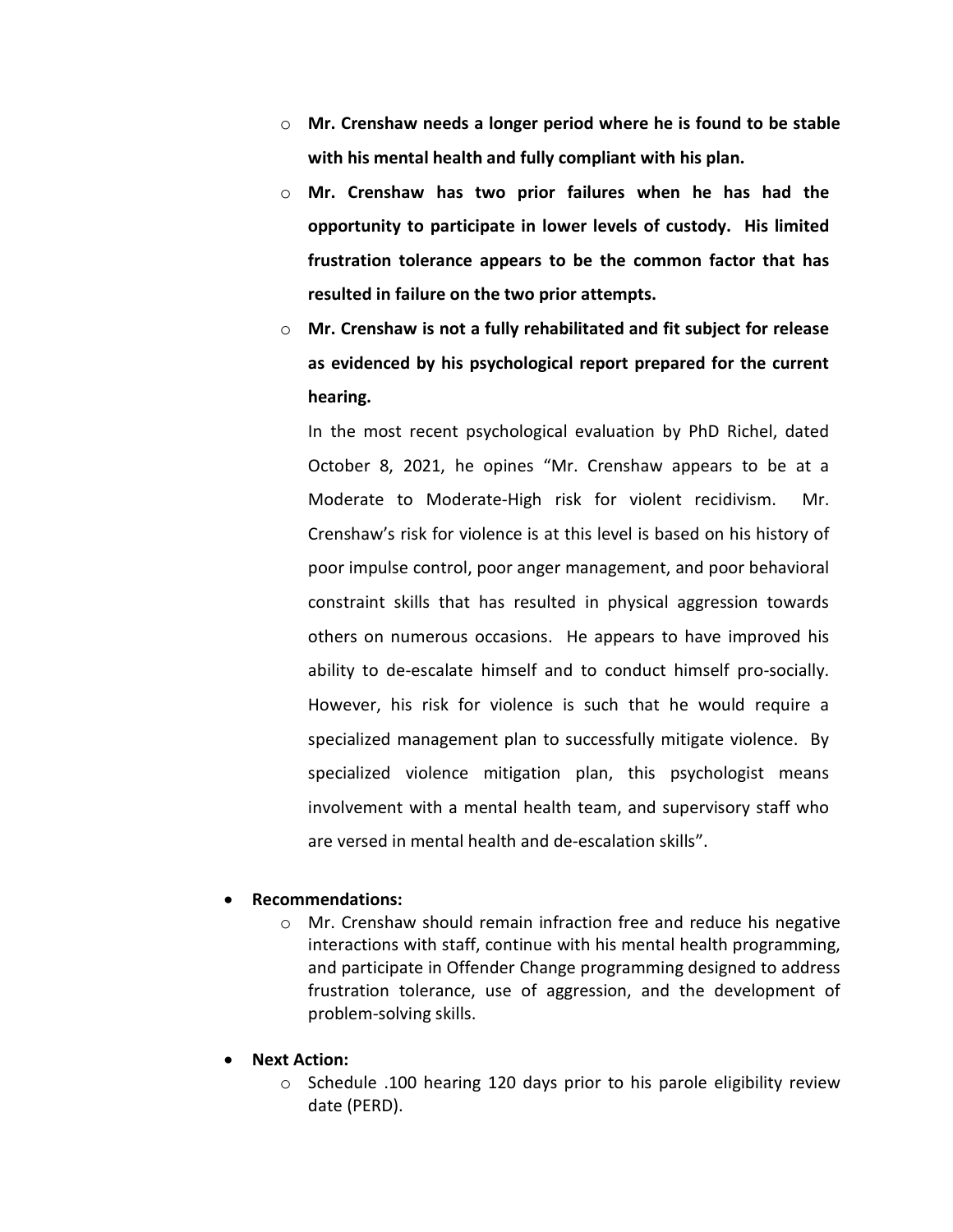- **Mr. Crenshaw needs a longer period where he is found to be stable with his mental health and fully compliant with his plan.**
- **Mr. Crenshaw has two prior failures when he has had the opportunity to participate in lower levels of custody. His limited frustration tolerance appears to be the common factor that has resulted in failure on the two prior attempts.**
- **Mr. Crenshaw is not a fully rehabilitated and fit subject for release as evidenced by his psychological report prepared for the current hearing.**

  In the most recent psychological evaluation by PhD Richel, dated October 8, 2021, he opines "Mr. Crenshaw appears to be at a Moderate to Moderate-High risk for violent recidivism. Mr. Crenshaw's risk for violence is at this level is based on his history of poor impulse control, poor anger management, and poor behavioral constraint skills that has resulted in physical aggression towards others on numerous occasions. He appears to have improved his ability to de-escalate himself and to conduct himself pro-socially. However, his risk for violence is such that he would require a specialized management plan to successfully mitigate violence. By specialized violence mitigation plan, this psychologist means involvement with a mental health team, and supervisory staff who are versed in mental health and de-escalation skills".

- **Recommendations:**
  - Mr. Crenshaw should remain infraction free and reduce his negative interactions with staff, continue with his mental health programming, and participate in Offender Change programming designed to address frustration tolerance, use of aggression, and the development of problem-solving skills.

- **Next Action:**
  - Schedule .100 hearing 120 days prior to his parole eligibility review date (PERD).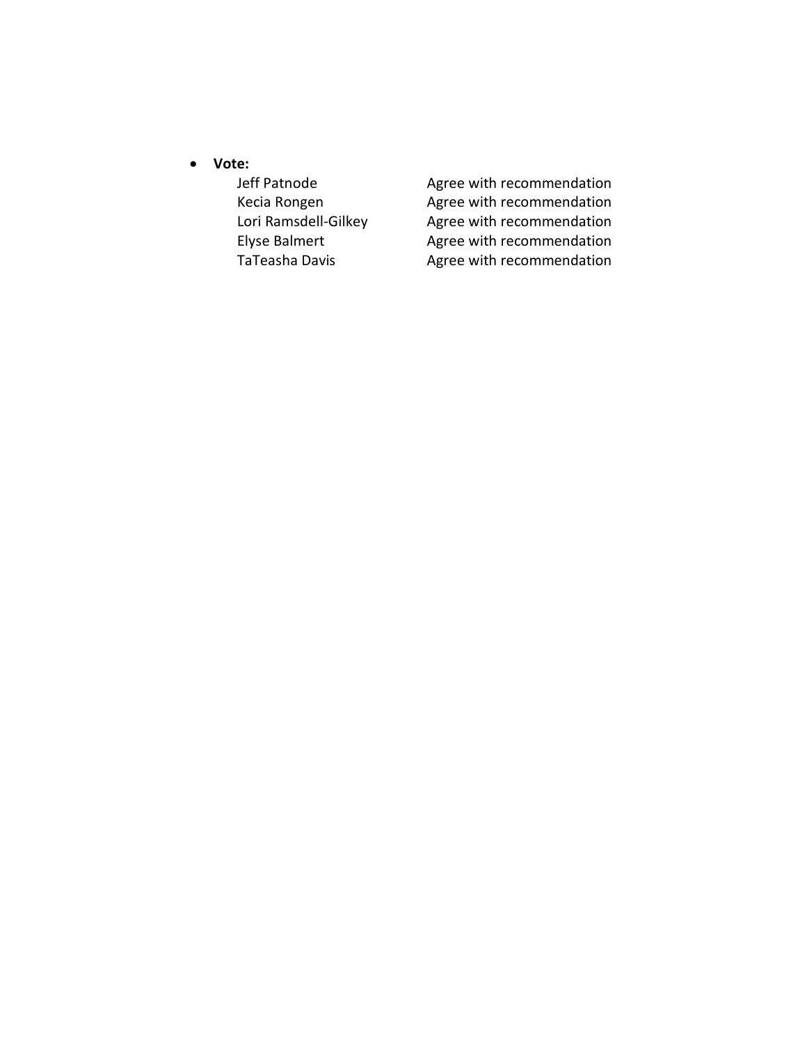- **Vote:**

| | |
|---|---|
| Jeff Patnode | Agree with recommendation |
| Kecia Rongen | Agree with recommendation |
| Lori Ramsdell-Gilkey | Agree with recommendation |
| Elyse Balmert | Agree with recommendation |
| TaTeasha Davis | Agree with recommendation |